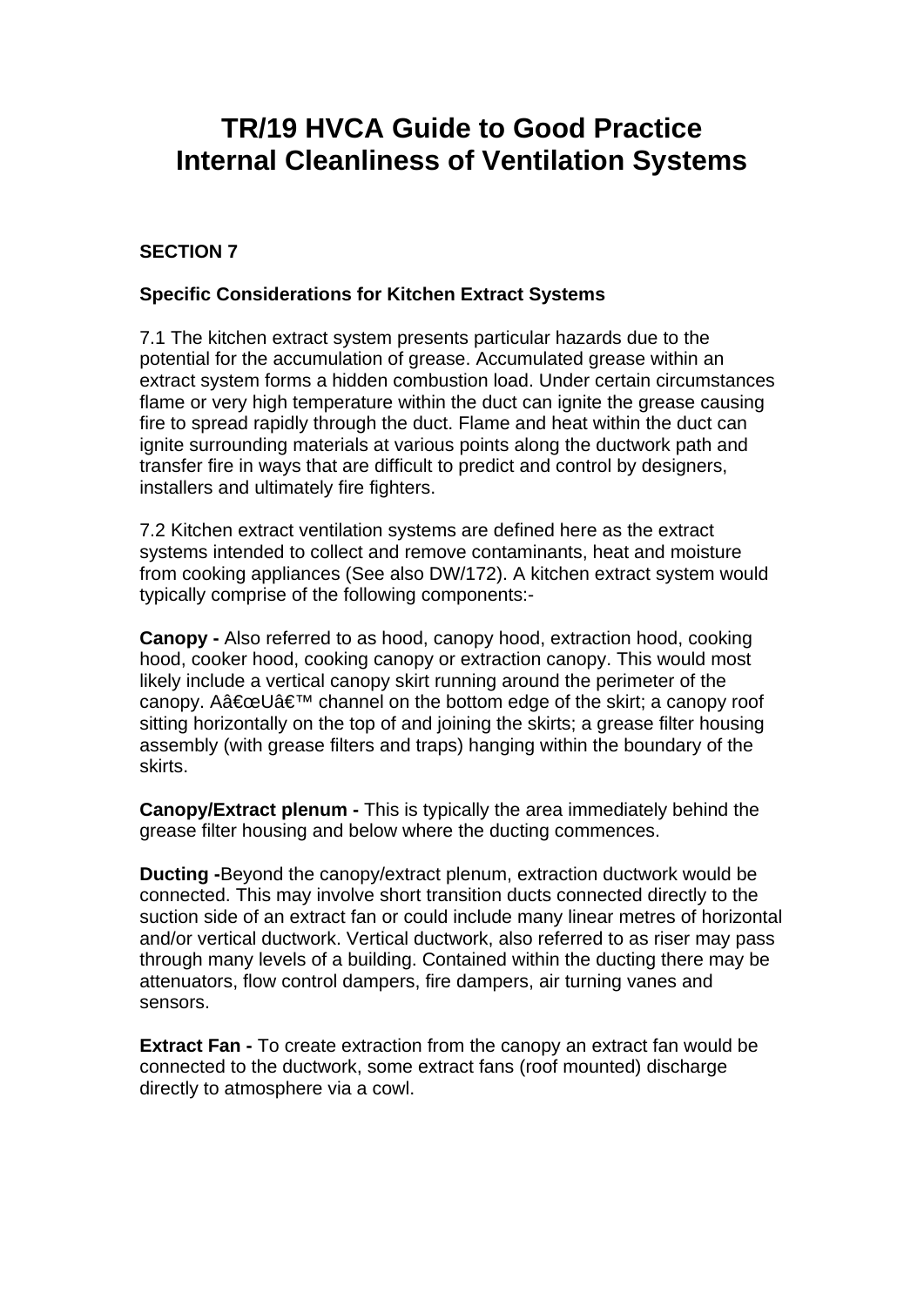# TR/19 HVCA Guide to Good Practice
# Internal Cleanliness of Ventilation Systems

**SECTION 7**

**Specific Considerations for Kitchen Extract Systems**

7.1 The kitchen extract system presents particular hazards due to the potential for the accumulation of grease. Accumulated grease within an extract system forms a hidden combustion load. Under certain circumstances flame or very high temperature within the duct can ignite the grease causing fire to spread rapidly through the duct. Flame and heat within the duct can ignite surrounding materials at various points along the ductwork path and transfer fire in ways that are difficult to predict and control by designers, installers and ultimately fire fighters.

7.2 Kitchen extract ventilation systems are defined here as the extract systems intended to collect and remove contaminants, heat and moisture from cooking appliances (See also DW/172). A kitchen extract system would typically comprise of the following components:-

**Canopy -** Also referred to as hood, canopy hood, extraction hood, cooking hood, cooker hood, cooking canopy or extraction canopy. This would most likely include a vertical canopy skirt running around the perimeter of the canopy. Aâ€œUâ€™ channel on the bottom edge of the skirt; a canopy roof sitting horizontally on the top of and joining the skirts; a grease filter housing assembly (with grease filters and traps) hanging within the boundary of the skirts.

**Canopy/Extract plenum -** This is typically the area immediately behind the grease filter housing and below where the ducting commences.

**Ducting -**Beyond the canopy/extract plenum, extraction ductwork would be connected. This may involve short transition ducts connected directly to the suction side of an extract fan or could include many linear metres of horizontal and/or vertical ductwork. Vertical ductwork, also referred to as riser may pass through many levels of a building. Contained within the ducting there may be attenuators, flow control dampers, fire dampers, air turning vanes and sensors.

**Extract Fan -** To create extraction from the canopy an extract fan would be connected to the ductwork, some extract fans (roof mounted) discharge directly to atmosphere via a cowl.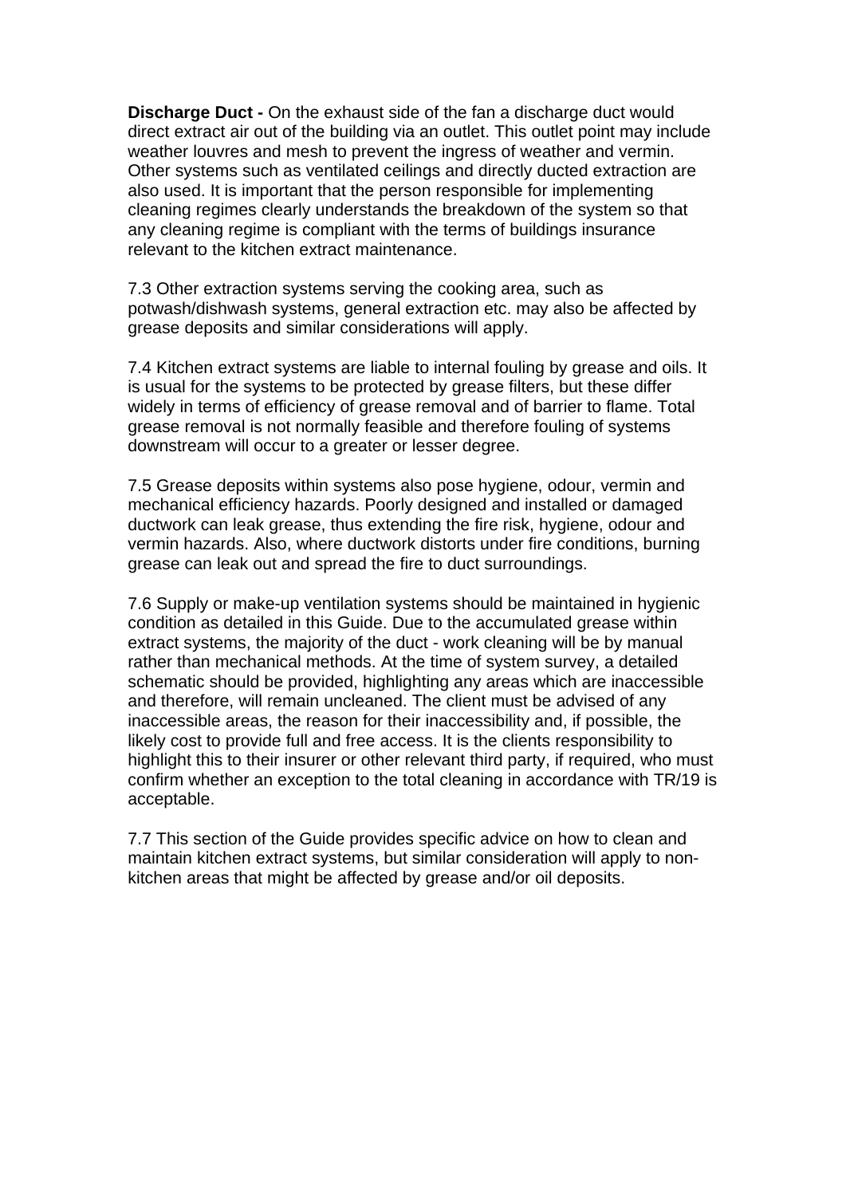**Discharge Duct -** On the exhaust side of the fan a discharge duct would direct extract air out of the building via an outlet. This outlet point may include weather louvres and mesh to prevent the ingress of weather and vermin. Other systems such as ventilated ceilings and directly ducted extraction are also used. It is important that the person responsible for implementing cleaning regimes clearly understands the breakdown of the system so that any cleaning regime is compliant with the terms of buildings insurance relevant to the kitchen extract maintenance.

7.3 Other extraction systems serving the cooking area, such as potwash/dishwash systems, general extraction etc. may also be affected by grease deposits and similar considerations will apply.

7.4 Kitchen extract systems are liable to internal fouling by grease and oils. It is usual for the systems to be protected by grease filters, but these differ widely in terms of efficiency of grease removal and of barrier to flame. Total grease removal is not normally feasible and therefore fouling of systems downstream will occur to a greater or lesser degree.

7.5 Grease deposits within systems also pose hygiene, odour, vermin and mechanical efficiency hazards. Poorly designed and installed or damaged ductwork can leak grease, thus extending the fire risk, hygiene, odour and vermin hazards. Also, where ductwork distorts under fire conditions, burning grease can leak out and spread the fire to duct surroundings.

7.6 Supply or make-up ventilation systems should be maintained in hygienic condition as detailed in this Guide. Due to the accumulated grease within extract systems, the majority of the duct - work cleaning will be by manual rather than mechanical methods. At the time of system survey, a detailed schematic should be provided, highlighting any areas which are inaccessible and therefore, will remain uncleaned. The client must be advised of any inaccessible areas, the reason for their inaccessibility and, if possible, the likely cost to provide full and free access. It is the clients responsibility to highlight this to their insurer or other relevant third party, if required, who must confirm whether an exception to the total cleaning in accordance with TR/19 is acceptable.

7.7 This section of the Guide provides specific advice on how to clean and maintain kitchen extract systems, but similar consideration will apply to non-kitchen areas that might be affected by grease and/or oil deposits.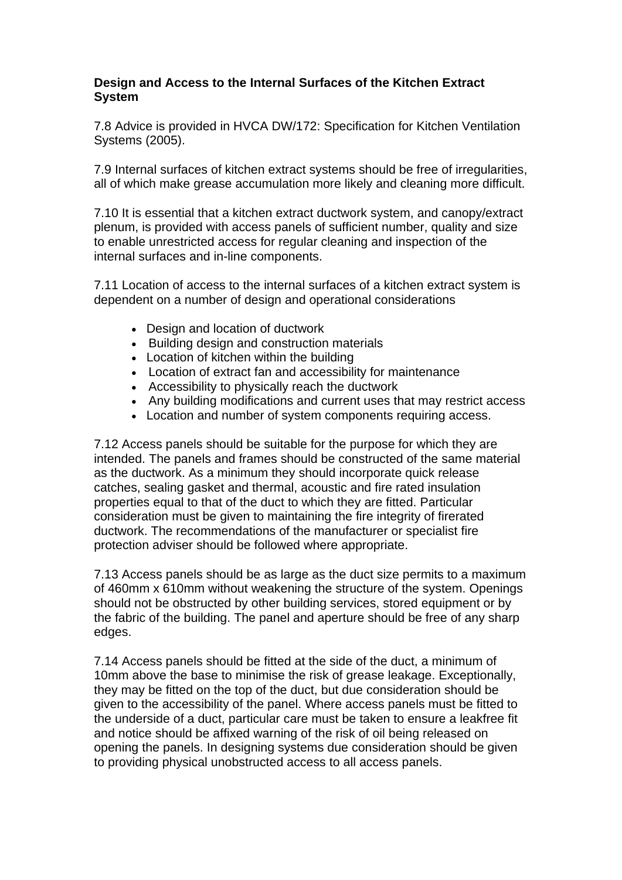**Design and Access to the Internal Surfaces of the Kitchen Extract System**

7.8 Advice is provided in HVCA DW/172: Specification for Kitchen Ventilation Systems (2005).

7.9 Internal surfaces of kitchen extract systems should be free of irregularities, all of which make grease accumulation more likely and cleaning more difficult.

7.10 It is essential that a kitchen extract ductwork system, and canopy/extract plenum, is provided with access panels of sufficient number, quality and size to enable unrestricted access for regular cleaning and inspection of the internal surfaces and in-line components.

7.11 Location of access to the internal surfaces of a kitchen extract system is dependent on a number of design and operational considerations

- Design and location of ductwork
- Building design and construction materials
- Location of kitchen within the building
- Location of extract fan and accessibility for maintenance
- Accessibility to physically reach the ductwork
- Any building modifications and current uses that may restrict access
- Location and number of system components requiring access.

7.12 Access panels should be suitable for the purpose for which they are intended. The panels and frames should be constructed of the same material as the ductwork. As a minimum they should incorporate quick release catches, sealing gasket and thermal, acoustic and fire rated insulation properties equal to that of the duct to which they are fitted. Particular consideration must be given to maintaining the fire integrity of firerated ductwork. The recommendations of the manufacturer or specialist fire protection adviser should be followed where appropriate.

7.13 Access panels should be as large as the duct size permits to a maximum of 460mm x 610mm without weakening the structure of the system. Openings should not be obstructed by other building services, stored equipment or by the fabric of the building. The panel and aperture should be free of any sharp edges.

7.14 Access panels should be fitted at the side of the duct, a minimum of 10mm above the base to minimise the risk of grease leakage. Exceptionally, they may be fitted on the top of the duct, but due consideration should be given to the accessibility of the panel. Where access panels must be fitted to the underside of a duct, particular care must be taken to ensure a leakfree fit and notice should be affixed warning of the risk of oil being released on opening the panels. In designing systems due consideration should be given to providing physical unobstructed access to all access panels.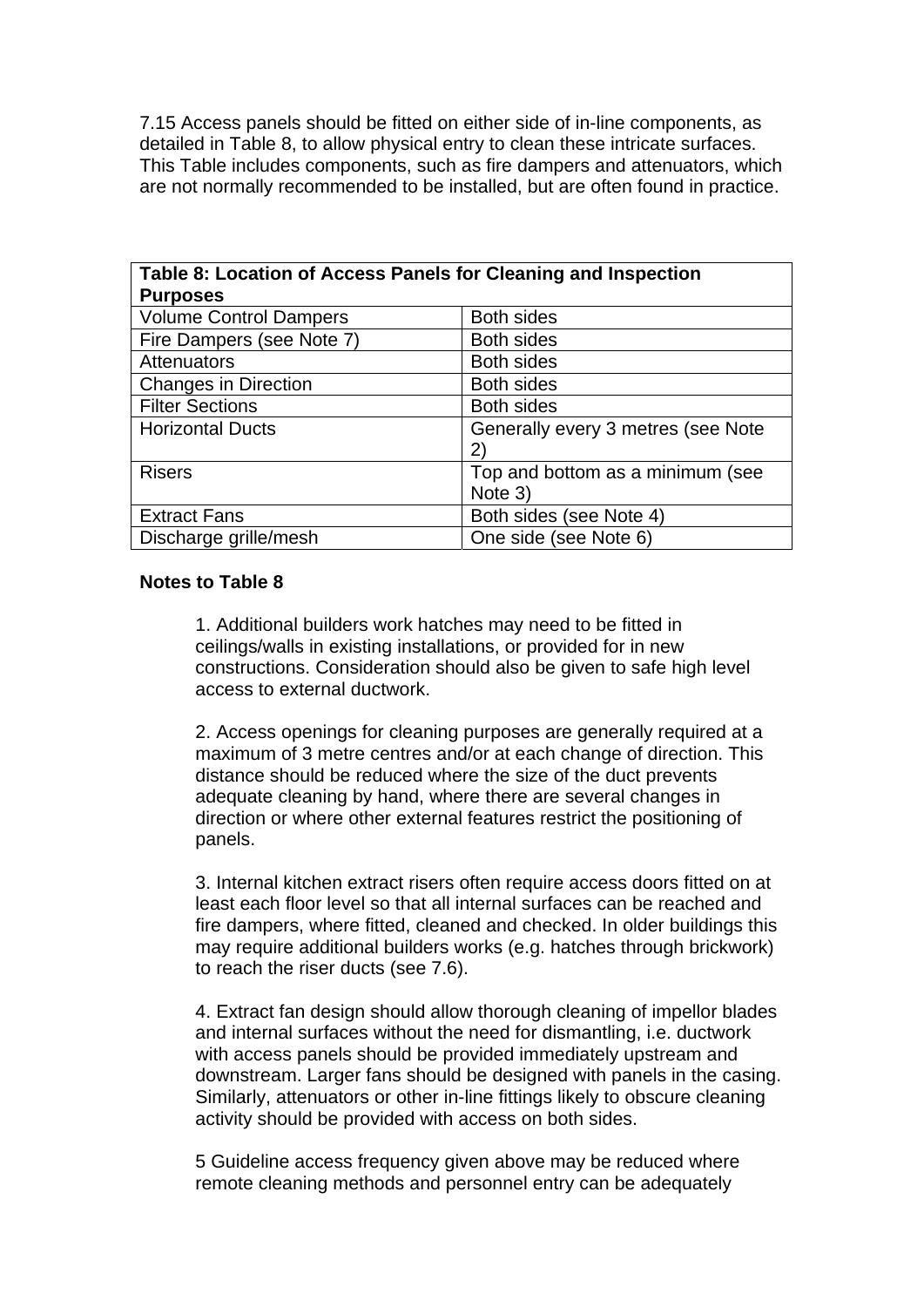7.15 Access panels should be fitted on either side of in-line components, as detailed in Table 8, to allow physical entry to clean these intricate surfaces. This Table includes components, such as fire dampers and attenuators, which are not normally recommended to be installed, but are often found in practice.

| Table 8: Location of Access Panels for Cleaning and Inspection Purposes | |
|---|---|
| Volume Control Dampers | Both sides |
| Fire Dampers (see Note 7) | Both sides |
| Attenuators | Both sides |
| Changes in Direction | Both sides |
| Filter Sections | Both sides |
| Horizontal Ducts | Generally every 3 metres (see Note 2) |
| Risers | Top and bottom as a minimum (see Note 3) |
| Extract Fans | Both sides (see Note 4) |
| Discharge grille/mesh | One side (see Note 6) |

**Notes to Table 8**

1. Additional builders work hatches may need to be fitted in ceilings/walls in existing installations, or provided for in new constructions. Consideration should also be given to safe high level access to external ductwork.

2. Access openings for cleaning purposes are generally required at a maximum of 3 metre centres and/or at each change of direction. This distance should be reduced where the size of the duct prevents adequate cleaning by hand, where there are several changes in direction or where other external features restrict the positioning of panels.

3. Internal kitchen extract risers often require access doors fitted on at least each floor level so that all internal surfaces can be reached and fire dampers, where fitted, cleaned and checked. In older buildings this may require additional builders works (e.g. hatches through brickwork) to reach the riser ducts (see 7.6).

4. Extract fan design should allow thorough cleaning of impellor blades and internal surfaces without the need for dismantling, i.e. ductwork with access panels should be provided immediately upstream and downstream. Larger fans should be designed with panels in the casing. Similarly, attenuators or other in-line fittings likely to obscure cleaning activity should be provided with access on both sides.

5 Guideline access frequency given above may be reduced where remote cleaning methods and personnel entry can be adequately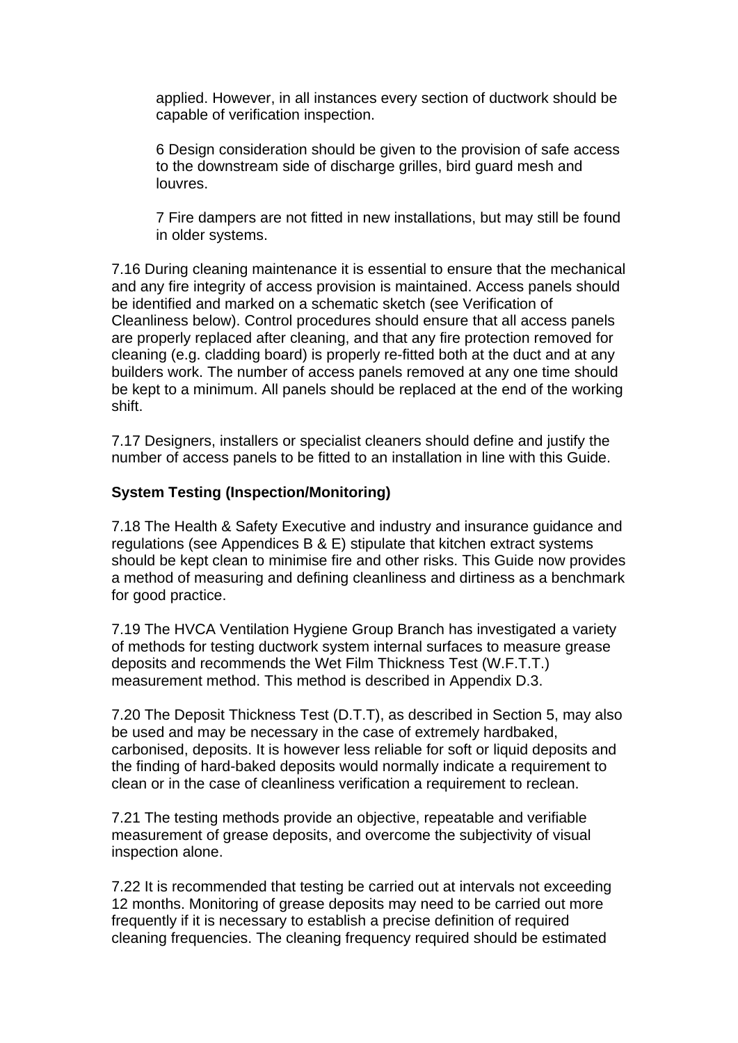applied. However, in all instances every section of ductwork should be capable of verification inspection.

6 Design consideration should be given to the provision of safe access to the downstream side of discharge grilles, bird guard mesh and louvres.

7 Fire dampers are not fitted in new installations, but may still be found in older systems.

7.16 During cleaning maintenance it is essential to ensure that the mechanical and any fire integrity of access provision is maintained. Access panels should be identified and marked on a schematic sketch (see Verification of Cleanliness below). Control procedures should ensure that all access panels are properly replaced after cleaning, and that any fire protection removed for cleaning (e.g. cladding board) is properly re-fitted both at the duct and at any builders work. The number of access panels removed at any one time should be kept to a minimum. All panels should be replaced at the end of the working shift.

7.17 Designers, installers or specialist cleaners should define and justify the number of access panels to be fitted to an installation in line with this Guide.

**System Testing (Inspection/Monitoring)**

7.18 The Health & Safety Executive and industry and insurance guidance and regulations (see Appendices B & E) stipulate that kitchen extract systems should be kept clean to minimise fire and other risks. This Guide now provides a method of measuring and defining cleanliness and dirtiness as a benchmark for good practice.

7.19 The HVCA Ventilation Hygiene Group Branch has investigated a variety of methods for testing ductwork system internal surfaces to measure grease deposits and recommends the Wet Film Thickness Test (W.F.T.T.) measurement method. This method is described in Appendix D.3.

7.20 The Deposit Thickness Test (D.T.T), as described in Section 5, may also be used and may be necessary in the case of extremely hardbaked, carbonised, deposits. It is however less reliable for soft or liquid deposits and the finding of hard-baked deposits would normally indicate a requirement to clean or in the case of cleanliness verification a requirement to reclean.

7.21 The testing methods provide an objective, repeatable and verifiable measurement of grease deposits, and overcome the subjectivity of visual inspection alone.

7.22 It is recommended that testing be carried out at intervals not exceeding 12 months. Monitoring of grease deposits may need to be carried out more frequently if it is necessary to establish a precise definition of required cleaning frequencies. The cleaning frequency required should be estimated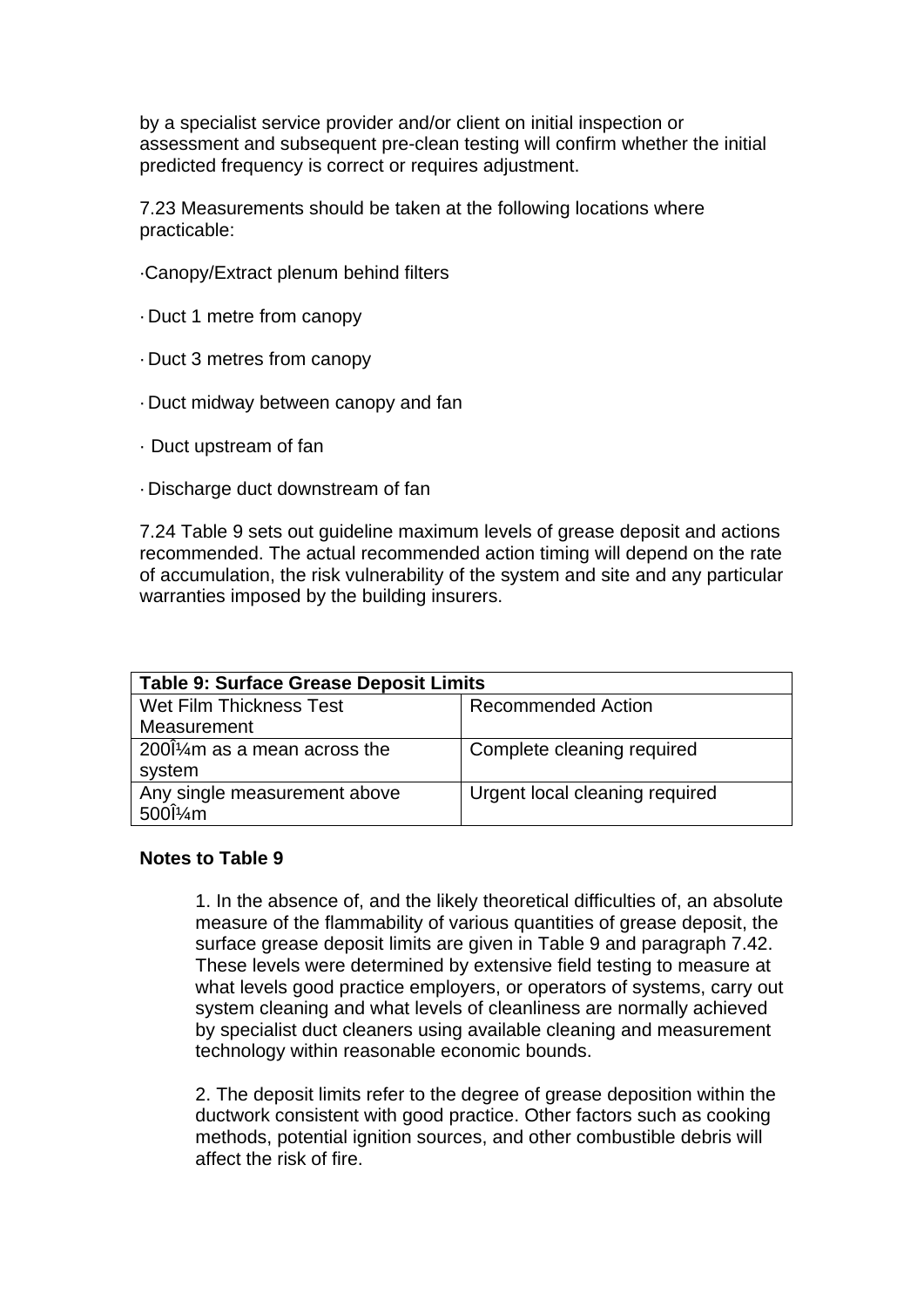by a specialist service provider and/or client on initial inspection or assessment and subsequent pre-clean testing will confirm whether the initial predicted frequency is correct or requires adjustment.

7.23 Measurements should be taken at the following locations where practicable:

- Canopy/Extract plenum behind filters
- Duct 1 metre from canopy
- Duct 3 metres from canopy
- Duct midway between canopy and fan
- Duct upstream of fan
- Discharge duct downstream of fan

7.24 Table 9 sets out guideline maximum levels of grease deposit and actions recommended. The actual recommended action timing will depend on the rate of accumulation, the risk vulnerability of the system and site and any particular warranties imposed by the building insurers.

| **Table 9: Surface Grease Deposit Limits** | |
|---|---|
| Wet Film Thickness Test Measurement | Recommended Action |
| 200Î¼m as a mean across the system | Complete cleaning required |
| Any single measurement above 500Î¼m | Urgent local cleaning required |

**Notes to Table 9**

1. In the absence of, and the likely theoretical difficulties of, an absolute measure of the flammability of various quantities of grease deposit, the surface grease deposit limits are given in Table 9 and paragraph 7.42. These levels were determined by extensive field testing to measure at what levels good practice employers, or operators of systems, carry out system cleaning and what levels of cleanliness are normally achieved by specialist duct cleaners using available cleaning and measurement technology within reasonable economic bounds.

2. The deposit limits refer to the degree of grease deposition within the ductwork consistent with good practice. Other factors such as cooking methods, potential ignition sources, and other combustible debris will affect the risk of fire.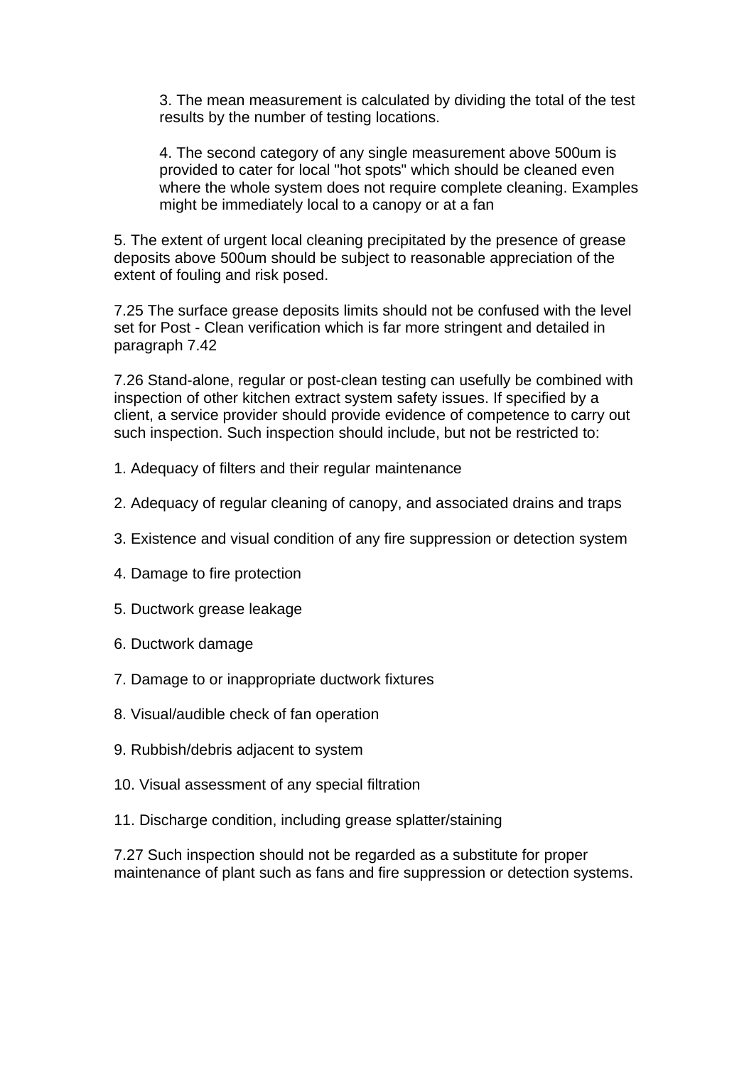3. The mean measurement is calculated by dividing the total of the test results by the number of testing locations.

4. The second category of any single measurement above 500um is provided to cater for local "hot spots" which should be cleaned even where the whole system does not require complete cleaning. Examples might be immediately local to a canopy or at a fan

5. The extent of urgent local cleaning precipitated by the presence of grease deposits above 500um should be subject to reasonable appreciation of the extent of fouling and risk posed.

7.25 The surface grease deposits limits should not be confused with the level set for Post - Clean verification which is far more stringent and detailed in paragraph 7.42

7.26 Stand-alone, regular or post-clean testing can usefully be combined with inspection of other kitchen extract system safety issues. If specified by a client, a service provider should provide evidence of competence to carry out such inspection. Such inspection should include, but not be restricted to:

1. Adequacy of filters and their regular maintenance

2. Adequacy of regular cleaning of canopy, and associated drains and traps

3. Existence and visual condition of any fire suppression or detection system

4. Damage to fire protection

5. Ductwork grease leakage

6. Ductwork damage

7. Damage to or inappropriate ductwork fixtures

8. Visual/audible check of fan operation

9. Rubbish/debris adjacent to system

10. Visual assessment of any special filtration

11. Discharge condition, including grease splatter/staining

7.27 Such inspection should not be regarded as a substitute for proper maintenance of plant such as fans and fire suppression or detection systems.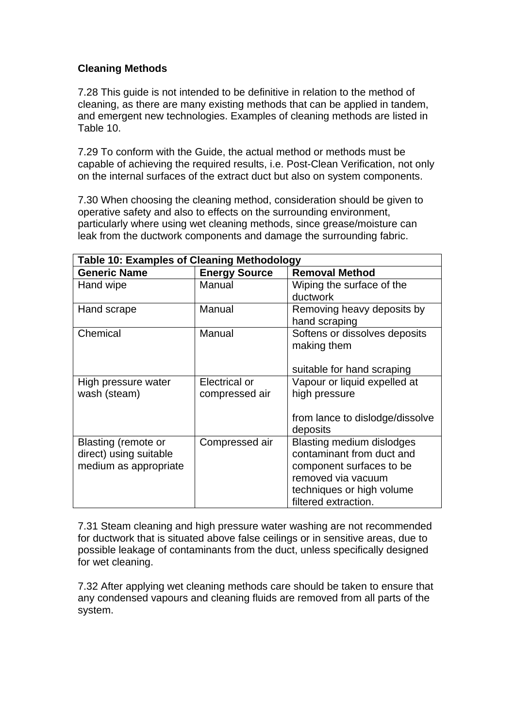## Cleaning Methods

7.28 This guide is not intended to be definitive in relation to the method of cleaning, as there are many existing methods that can be applied in tandem, and emergent new technologies. Examples of cleaning methods are listed in Table 10.

7.29 To conform with the Guide, the actual method or methods must be capable of achieving the required results, i.e. Post-Clean Verification, not only on the internal surfaces of the extract duct but also on system components.

7.30 When choosing the cleaning method, consideration should be given to operative safety and also to effects on the surrounding environment, particularly where using wet cleaning methods, since grease/moisture can leak from the ductwork components and damage the surrounding fabric.

**Table 10: Examples of Cleaning Methodology**

| Generic Name | Energy Source | Removal Method |
|---|---|---|
| Hand wipe | Manual | Wiping the surface of the ductwork |
| Hand scrape | Manual | Removing heavy deposits by hand scraping |
| Chemical | Manual | Softens or dissolves deposits making them suitable for hand scraping |
| High pressure water wash (steam) | Electrical or compressed air | Vapour or liquid expelled at high pressure from lance to dislodge/dissolve deposits |
| Blasting (remote or direct) using suitable medium as appropriate | Compressed air | Blasting medium dislodges contaminant from duct and component surfaces to be removed via vacuum techniques or high volume filtered extraction. |

7.31 Steam cleaning and high pressure water washing are not recommended for ductwork that is situated above false ceilings or in sensitive areas, due to possible leakage of contaminants from the duct, unless specifically designed for wet cleaning.

7.32 After applying wet cleaning methods care should be taken to ensure that any condensed vapours and cleaning fluids are removed from all parts of the system.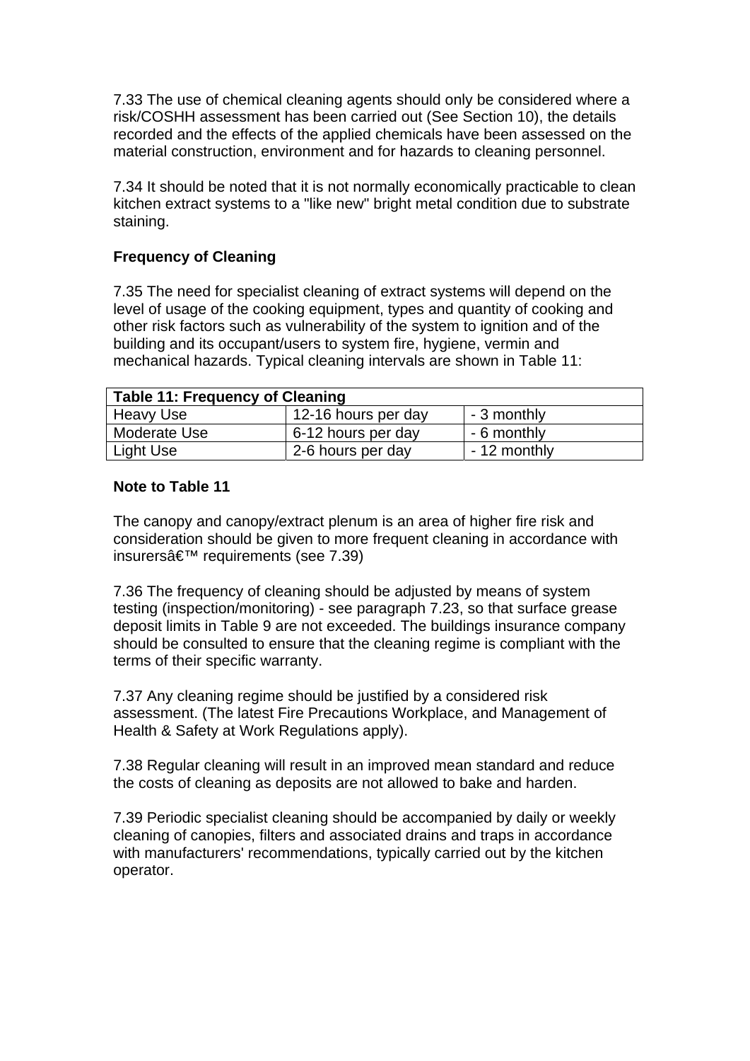7.33 The use of chemical cleaning agents should only be considered where a risk/COSHH assessment has been carried out (See Section 10), the details recorded and the effects of the applied chemicals have been assessed on the material construction, environment and for hazards to cleaning personnel.

7.34 It should be noted that it is not normally economically practicable to clean kitchen extract systems to a "like new" bright metal condition due to substrate staining.

**Frequency of Cleaning**

7.35 The need for specialist cleaning of extract systems will depend on the level of usage of the cooking equipment, types and quantity of cooking and other risk factors such as vulnerability of the system to ignition and of the building and its occupant/users to system fire, hygiene, vermin and mechanical hazards. Typical cleaning intervals are shown in Table 11:

| **Table 11: Frequency of Cleaning** | | |
|---|---|---|
| Heavy Use | 12-16 hours per day | - 3 monthly |
| Moderate Use | 6-12 hours per day | - 6 monthly |
| Light Use | 2-6 hours per day | - 12 monthly |

**Note to Table 11**

The canopy and canopy/extract plenum is an area of higher fire risk and consideration should be given to more frequent cleaning in accordance with insurersâ€™ requirements (see 7.39)

7.36 The frequency of cleaning should be adjusted by means of system testing (inspection/monitoring) - see paragraph 7.23, so that surface grease deposit limits in Table 9 are not exceeded. The buildings insurance company should be consulted to ensure that the cleaning regime is compliant with the terms of their specific warranty.

7.37 Any cleaning regime should be justified by a considered risk assessment. (The latest Fire Precautions Workplace, and Management of Health & Safety at Work Regulations apply).

7.38 Regular cleaning will result in an improved mean standard and reduce the costs of cleaning as deposits are not allowed to bake and harden.

7.39 Periodic specialist cleaning should be accompanied by daily or weekly cleaning of canopies, filters and associated drains and traps in accordance with manufacturers' recommendations, typically carried out by the kitchen operator.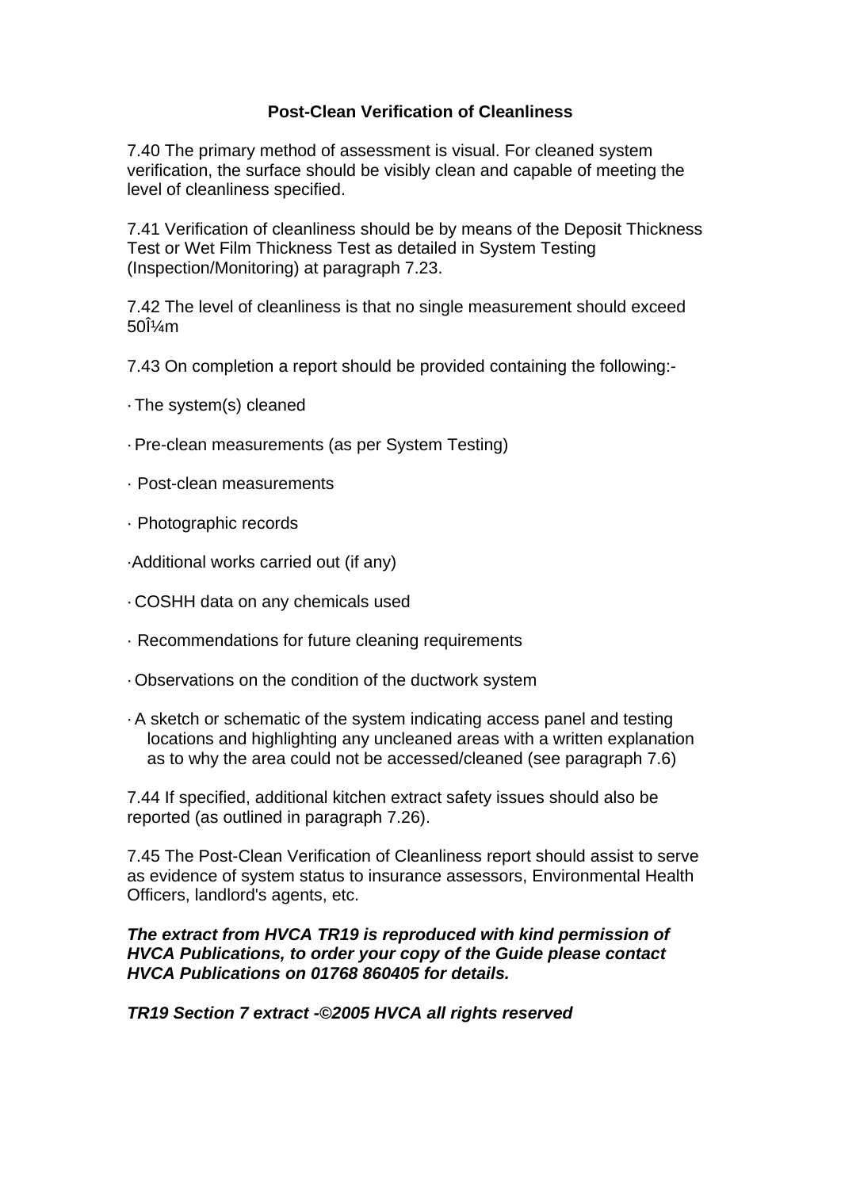## Post-Clean Verification of Cleanliness

7.40 The primary method of assessment is visual. For cleaned system verification, the surface should be visibly clean and capable of meeting the level of cleanliness specified.

7.41 Verification of cleanliness should be by means of the Deposit Thickness Test or Wet Film Thickness Test as detailed in System Testing (Inspection/Monitoring) at paragraph 7.23.

7.42 The level of cleanliness is that no single measurement should exceed 50Î¼m

7.43 On completion a report should be provided containing the following:-

- The system(s) cleaned
- Pre-clean measurements (as per System Testing)
- Post-clean measurements
- Photographic records
- Additional works carried out (if any)
- COSHH data on any chemicals used
- Recommendations for future cleaning requirements
- Observations on the condition of the ductwork system
- A sketch or schematic of the system indicating access panel and testing locations and highlighting any uncleaned areas with a written explanation as to why the area could not be accessed/cleaned (see paragraph 7.6)

7.44 If specified, additional kitchen extract safety issues should also be reported (as outlined in paragraph 7.26).

7.45 The Post-Clean Verification of Cleanliness report should assist to serve as evidence of system status to insurance assessors, Environmental Health Officers, landlord's agents, etc.

***The extract from HVCA TR19 is reproduced with kind permission of HVCA Publications, to order your copy of the Guide please contact HVCA Publications on 01768 860405 for details.***

***TR19 Section 7 extract -©2005 HVCA all rights reserved***